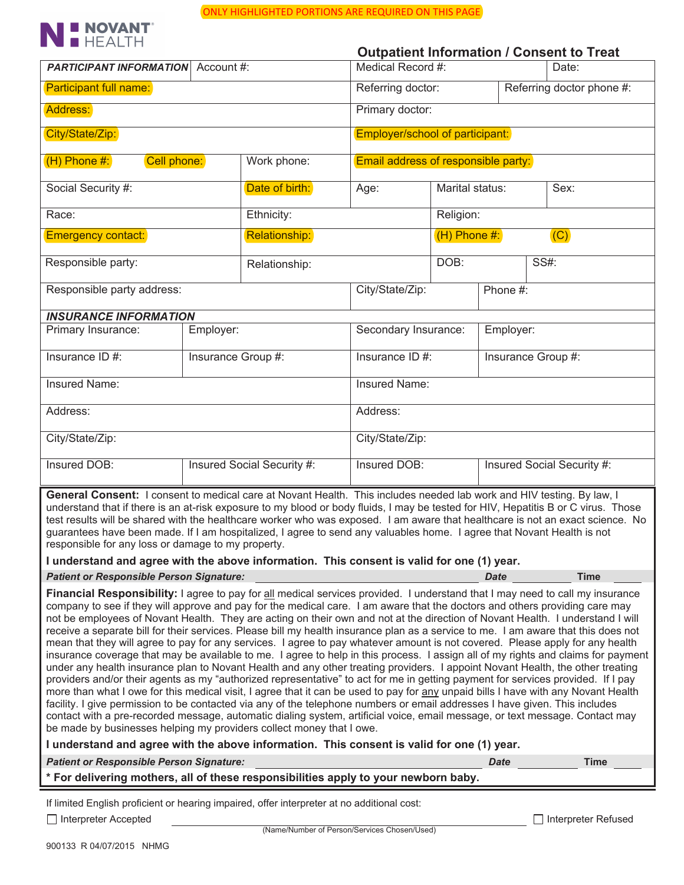ONLY HIGHLIGHTED PORTIONS ARE REQUIRED ON THIS PAGE

NOVANT HEALTH

## Outpatient Information / Consent to Treat

| | | | | |
|---|---|---|---|---|
| ***PARTICIPANT INFORMATION*** Account #: | | Medical Record #: | | Date: |
| Participant full name: | | Referring doctor: | | Referring doctor phone #: |
| Address: | | Primary doctor: | | |
| City/State/Zip: | | Employer/school of participant: | | |
| (H) Phone #: Cell phone: | Work phone: | Email address of responsible party: | | |
| Social Security #: | Date of birth: | Age: | Marital status: | Sex: |
| Race: | Ethnicity: | | Religion: | |
| Emergency contact: | Relationship: | | (H) Phone #: (C) | |
| Responsible party: | Relationship: | | DOB: | SS#: |
| Responsible party address: | | City/State/Zip: | Phone #: | |

| | | | |
|---|---|---|---|
| ***INSURANCE INFORMATION*** | | | |
| Primary Insurance: | Employer: | Secondary Insurance: | Employer: |
| Insurance ID #: | Insurance Group #: | Insurance ID #: | Insurance Group #: |
| Insured Name: | | Insured Name: | |
| Address: | | Address: | |
| City/State/Zip: | | City/State/Zip: | |
| Insured DOB: | Insured Social Security #: | Insured DOB: | Insured Social Security #: |

**General Consent:** I consent to medical care at Novant Health. This includes needed lab work and HIV testing. By law, I understand that if there is an at-risk exposure to my blood or body fluids, I may be tested for HIV, Hepatitis B or C virus. Those test results will be shared with the healthcare worker who was exposed. I am aware that healthcare is not an exact science. No guarantees have been made. If I am hospitalized, I agree to send any valuables home. I agree that Novant Health is not responsible for any loss or damage to my property.

**I understand and agree with the above information. This consent is valid for one (1) year.**

***Patient or Responsible Person Signature:*** ______________________ ***Date*** __________ **Time** ______

**Financial Responsibility:** I agree to pay for all medical services provided. I understand that I may need to call my insurance company to see if they will approve and pay for the medical care. I am aware that the doctors and others providing care may not be employees of Novant Health. They are acting on their own and not at the direction of Novant Health. I understand I will receive a separate bill for their services. Please bill my health insurance plan as a service to me. I am aware that this does not mean that they will agree to pay for any services. I agree to pay whatever amount is not covered. Please apply for any health insurance coverage that may be available to me. I agree to help in this process. I assign all of my rights and claims for payment under any health insurance plan to Novant Health and any other treating providers. I appoint Novant Health, the other treating providers and/or their agents as my "authorized representative" to act for me in getting payment for services provided. If I pay more than what I owe for this medical visit, I agree that it can be used to pay for any unpaid bills I have with any Novant Health facility. I give permission to be contacted via any of the telephone numbers or email addresses I have given. This includes contact with a pre-recorded message, automatic dialing system, artificial voice, email message, or text message. Contact may be made by businesses helping my providers collect money that I owe.

**I understand and agree with the above information. This consent is valid for one (1) year.**

***Patient or Responsible Person Signature:*** ______________________ ***Date*** __________ **Time** ______

**\* For delivering mothers, all of these responsibilities apply to your newborn baby.**

If limited English proficient or hearing impaired, offer interpreter at no additional cost:

☐ Interpreter Accepted ______________________ ☐ Interpreter Refused

(Name/Number of Person/Services Chosen/Used)

900133 R 04/07/2015 NHMG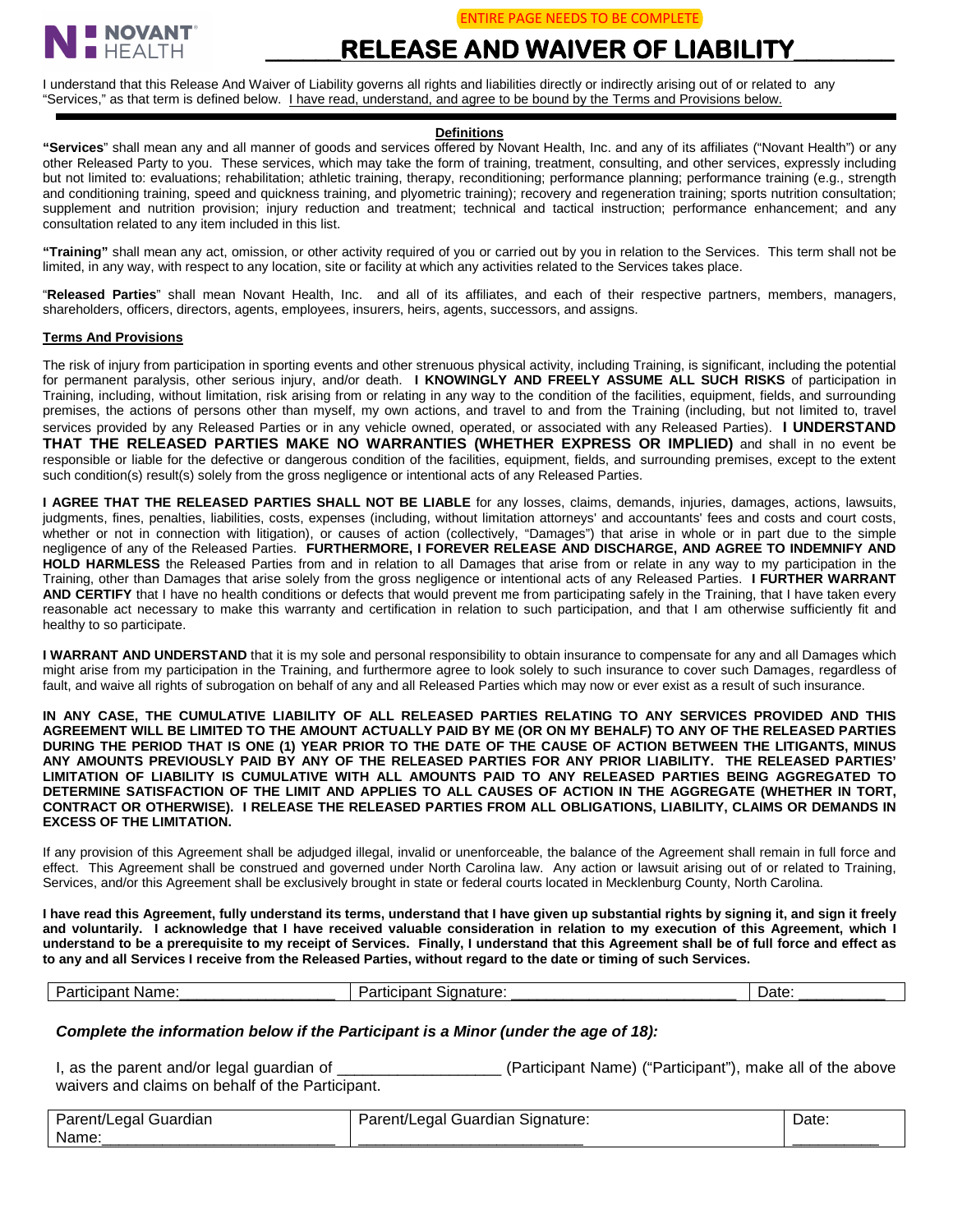ENTIRE PAGE NEEDS TO BE COMPLETE

NOVANT HEALTH

# RELEASE AND WAIVER OF LIABILITY

I understand that this Release And Waiver of Liability governs all rights and liabilities directly or indirectly arising out of or related to any "Services," as that term is defined below. I have read, understand, and agree to be bound by the Terms and Provisions below.

## Definitions

**"Services"** shall mean any and all manner of goods and services offered by Novant Health, Inc. and any of its affiliates ("Novant Health") or any other Released Party to you. These services, which may take the form of training, treatment, consulting, and other services, expressly including but not limited to: evaluations; rehabilitation; athletic training, therapy, reconditioning; performance planning; performance training (e.g., strength and conditioning training, speed and quickness training, and plyometric training); recovery and regeneration training; sports nutrition consultation; supplement and nutrition provision; injury reduction and treatment; technical and tactical instruction; performance enhancement; and any consultation related to any item included in this list.

**"Training"** shall mean any act, omission, or other activity required of you or carried out by you in relation to the Services. This term shall not be limited, in any way, with respect to any location, site or facility at which any activities related to the Services takes place.

"**Released Parties**" shall mean Novant Health, Inc. and all of its affiliates, and each of their respective partners, members, managers, shareholders, officers, directors, agents, employees, insurers, heirs, agents, successors, and assigns.

## Terms And Provisions

The risk of injury from participation in sporting events and other strenuous physical activity, including Training, is significant, including the potential for permanent paralysis, other serious injury, and/or death. **I KNOWINGLY AND FREELY ASSUME ALL SUCH RISKS** of participation in Training, including, without limitation, risk arising from or relating in any way to the condition of the facilities, equipment, fields, and surrounding premises, the actions of persons other than myself, my own actions, and travel to and from the Training (including, but not limited to, travel services provided by any Released Parties or in any vehicle owned, operated, or associated with any Released Parties). **I UNDERSTAND THAT THE RELEASED PARTIES MAKE NO WARRANTIES (WHETHER EXPRESS OR IMPLIED)** and shall in no event be responsible or liable for the defective or dangerous condition of the facilities, equipment, fields, and surrounding premises, except to the extent such condition(s) result(s) solely from the gross negligence or intentional acts of any Released Parties.

**I AGREE THAT THE RELEASED PARTIES SHALL NOT BE LIABLE** for any losses, claims, demands, injuries, damages, actions, lawsuits, judgments, fines, penalties, liabilities, costs, expenses (including, without limitation attorneys' and accountants' fees and costs and court costs, whether or not in connection with litigation), or causes of action (collectively, "Damages") that arise in whole or in part due to the simple negligence of any of the Released Parties. **FURTHERMORE, I FOREVER RELEASE AND DISCHARGE, AND AGREE TO INDEMNIFY AND HOLD HARMLESS** the Released Parties from and in relation to all Damages that arise from or relate in any way to my participation in the Training, other than Damages that arise solely from the gross negligence or intentional acts of any Released Parties. **I FURTHER WARRANT AND CERTIFY** that I have no health conditions or defects that would prevent me from participating safely in the Training, that I have taken every reasonable act necessary to make this warranty and certification in relation to such participation, and that I am otherwise sufficiently fit and healthy to so participate.

**I WARRANT AND UNDERSTAND** that it is my sole and personal responsibility to obtain insurance to compensate for any and all Damages which might arise from my participation in the Training, and furthermore agree to look solely to such insurance to cover such Damages, regardless of fault, and waive all rights of subrogation on behalf of any and all Released Parties which may now or ever exist as a result of such insurance.

**IN ANY CASE, THE CUMULATIVE LIABILITY OF ALL RELEASED PARTIES RELATING TO ANY SERVICES PROVIDED AND THIS AGREEMENT WILL BE LIMITED TO THE AMOUNT ACTUALLY PAID BY ME (OR ON MY BEHALF) TO ANY OF THE RELEASED PARTIES DURING THE PERIOD THAT IS ONE (1) YEAR PRIOR TO THE DATE OF THE CAUSE OF ACTION BETWEEN THE LITIGANTS, MINUS ANY AMOUNTS PREVIOUSLY PAID BY ANY OF THE RELEASED PARTIES FOR ANY PRIOR LIABILITY. THE RELEASED PARTIES' LIMITATION OF LIABILITY IS CUMULATIVE WITH ALL AMOUNTS PAID TO ANY RELEASED PARTIES BEING AGGREGATED TO DETERMINE SATISFACTION OF THE LIMIT AND APPLIES TO ALL CAUSES OF ACTION IN THE AGGREGATE (WHETHER IN TORT, CONTRACT OR OTHERWISE). I RELEASE THE RELEASED PARTIES FROM ALL OBLIGATIONS, LIABILITY, CLAIMS OR DEMANDS IN EXCESS OF THE LIMITATION.**

If any provision of this Agreement shall be adjudged illegal, invalid or unenforceable, the balance of the Agreement shall remain in full force and effect. This Agreement shall be construed and governed under North Carolina law. Any action or lawsuit arising out of or related to Training, Services, and/or this Agreement shall be exclusively brought in state or federal courts located in Mecklenburg County, North Carolina.

**I have read this Agreement, fully understand its terms, understand that I have given up substantial rights by signing it, and sign it freely and voluntarily. I acknowledge that I have received valuable consideration in relation to my execution of this Agreement, which I understand to be a prerequisite to my receipt of Services. Finally, I understand that this Agreement shall be of full force and effect as to any and all Services I receive from the Released Parties, without regard to the date or timing of such Services.**

| Participant Name:_________________ | Participant Signature: _________________________ | Date: _________ |
|---|---|---|

***Complete the information below if the Participant is a Minor (under the age of 18):***

I, as the parent and/or legal guardian of __________________ (Participant Name) ("Participant"), make all of the above waivers and claims on behalf of the Participant.

| Parent/Legal Guardian Name:__________________________ | Parent/Legal Guardian Signature: _________________________ | Date: _________ |
|---|---|---|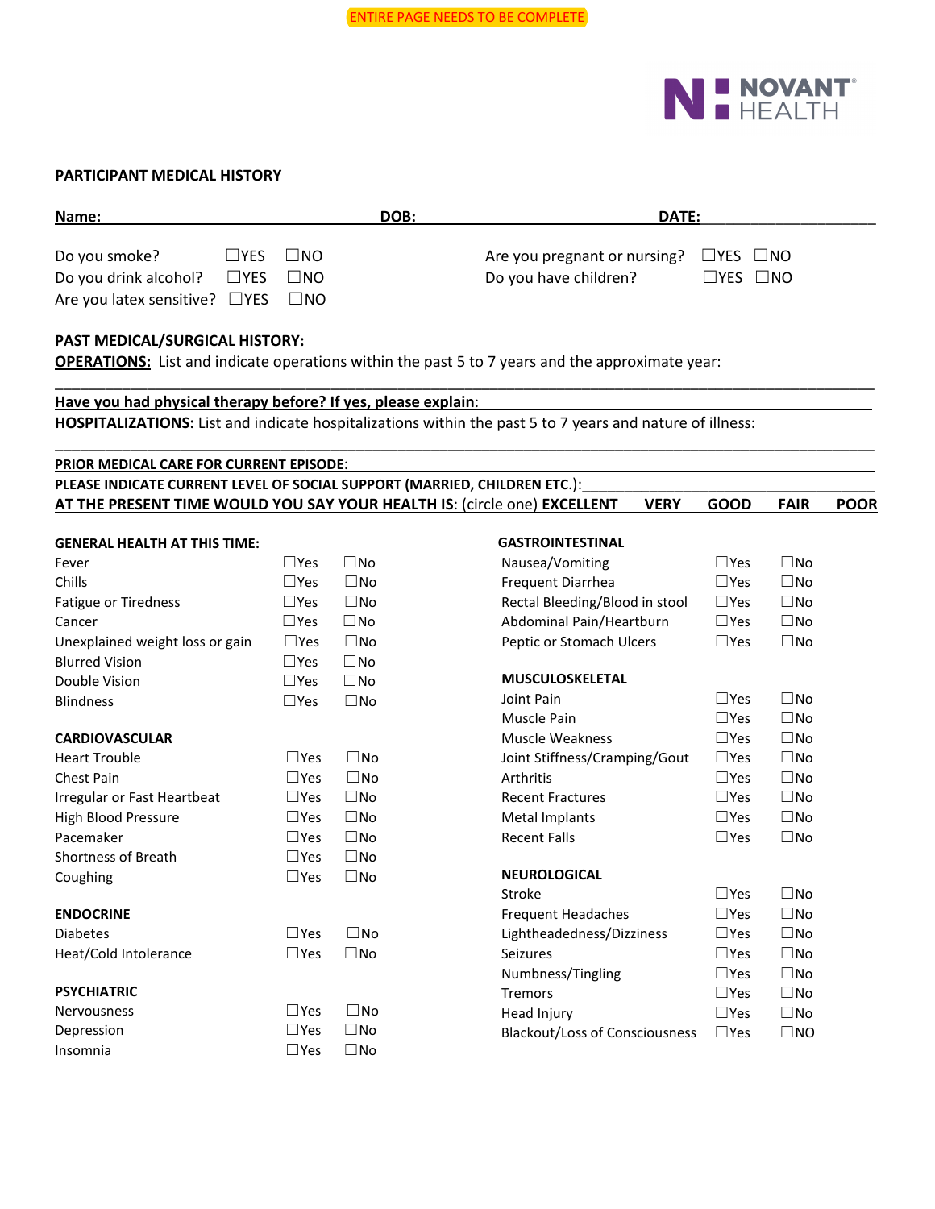ENTIRE PAGE NEEDS TO BE COMPLETE

NOVANT HEALTH

## PARTICIPANT MEDICAL HISTORY

**Name:** ______________________ **DOB:** ______________________ **DATE:** ______________________

Do you smoke? ☐YES ☐NO

Do you drink alcohol? ☐YES ☐NO

Are you latex sensitive? ☐YES ☐NO

Are you pregnant or nursing? ☐YES ☐NO

Do you have children? ☐YES ☐NO

**PAST MEDICAL/SURGICAL HISTORY:**

**OPERATIONS:** List and indicate operations within the past 5 to 7 years and the approximate year:

______________________________________________________________________________

**Have you had physical therapy before? If yes, please explain**: ______________________________________

**HOSPITALIZATIONS:** List and indicate hospitalizations within the past 5 to 7 years and nature of illness:

______________________________________________________________________________

**PRIOR MEDICAL CARE FOR CURRENT EPISODE**: ______________________________________

**PLEASE INDICATE CURRENT LEVEL OF SOCIAL SUPPORT (MARRIED, CHILDREN ETC.)**: ______________________

**AT THE PRESENT TIME WOULD YOU SAY YOUR HEALTH IS**: (circle one) **EXCELLENT VERY GOOD FAIR POOR**

| GENERAL HEALTH AT THIS TIME: | | |
|---|---|---|
| Fever | ☐Yes | ☐No |
| Chills | ☐Yes | ☐No |
| Fatigue or Tiredness | ☐Yes | ☐No |
| Cancer | ☐Yes | ☐No |
| Unexplained weight loss or gain | ☐Yes | ☐No |
| Blurred Vision | ☐Yes | ☐No |
| Double Vision | ☐Yes | ☐No |
| Blindness | ☐Yes | ☐No |

| CARDIOVASCULAR | | |
|---|---|---|
| Heart Trouble | ☐Yes | ☐No |
| Chest Pain | ☐Yes | ☐No |
| Irregular or Fast Heartbeat | ☐Yes | ☐No |
| High Blood Pressure | ☐Yes | ☐No |
| Pacemaker | ☐Yes | ☐No |
| Shortness of Breath | ☐Yes | ☐No |
| Coughing | ☐Yes | ☐No |

| ENDOCRINE | | |
|---|---|---|
| Diabetes | ☐Yes | ☐No |
| Heat/Cold Intolerance | ☐Yes | ☐No |

| PSYCHIATRIC | | |
|---|---|---|
| Nervousness | ☐Yes | ☐No |
| Depression | ☐Yes | ☐No |
| Insomnia | ☐Yes | ☐No |

| GASTROINTESTINAL | | |
|---|---|---|
| Nausea/Vomiting | ☐Yes | ☐No |
| Frequent Diarrhea | ☐Yes | ☐No |
| Rectal Bleeding/Blood in stool | ☐Yes | ☐No |
| Abdominal Pain/Heartburn | ☐Yes | ☐No |
| Peptic or Stomach Ulcers | ☐Yes | ☐No |

| MUSCULOSKELETAL | | |
|---|---|---|
| Joint Pain | ☐Yes | ☐No |
| Muscle Pain | ☐Yes | ☐No |
| Muscle Weakness | ☐Yes | ☐No |
| Joint Stiffness/Cramping/Gout | ☐Yes | ☐No |
| Arthritis | ☐Yes | ☐No |
| Recent Fractures | ☐Yes | ☐No |
| Metal Implants | ☐Yes | ☐No |
| Recent Falls | ☐Yes | ☐No |

| NEUROLOGICAL | | |
|---|---|---|
| Stroke | ☐Yes | ☐No |
| Frequent Headaches | ☐Yes | ☐No |
| Lightheadedness/Dizziness | ☐Yes | ☐No |
| Seizures | ☐Yes | ☐No |
| Numbness/Tingling | ☐Yes | ☐No |
| Tremors | ☐Yes | ☐No |
| Head Injury | ☐Yes | ☐No |
| Blackout/Loss of Consciousness | ☐Yes | ☐NO |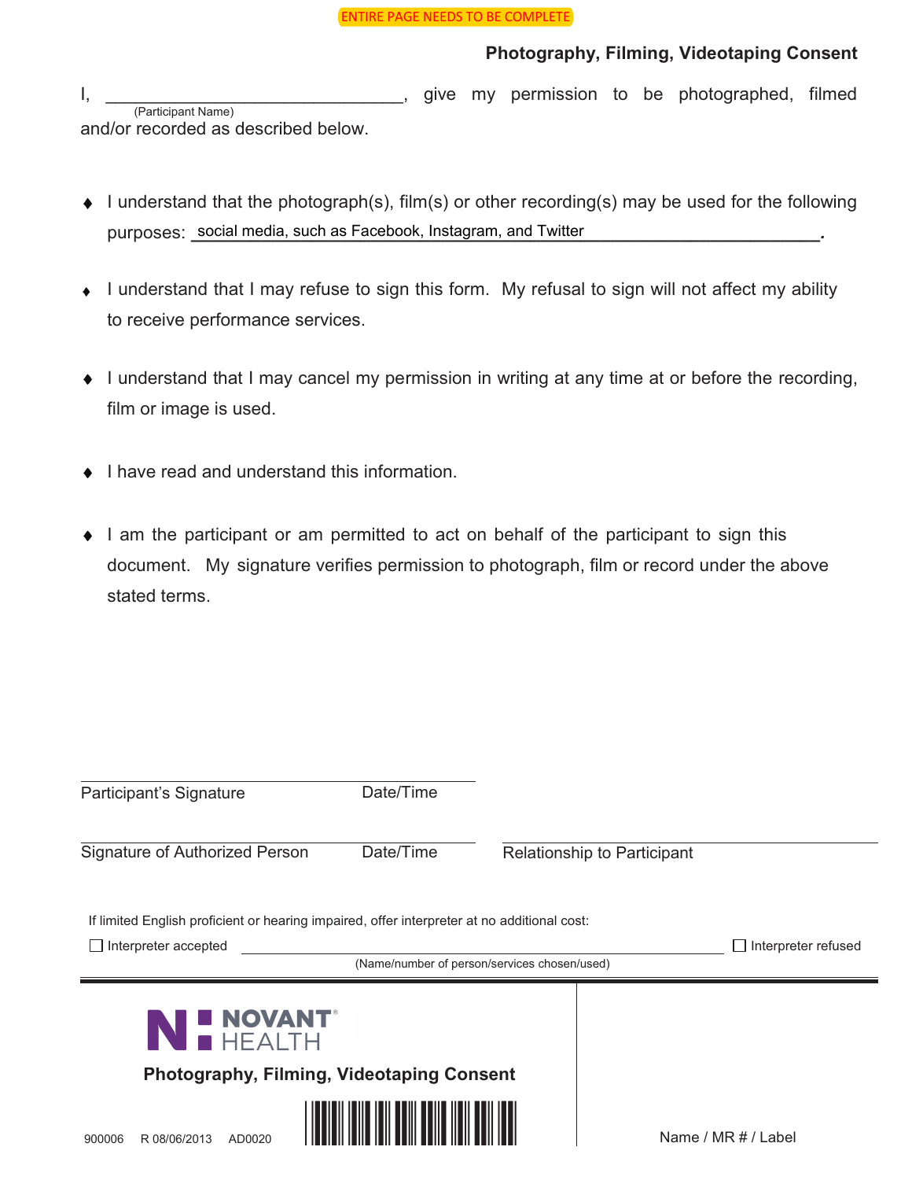ENTIRE PAGE NEEDS TO BE COMPLETE

## Photography, Filming, Videotaping Consent

I, ________________________________, give my permission to be photographed, filmed and/or recorded as described below.
(Participant Name)

- I understand that the photograph(s), film(s) or other recording(s) may be used for the following purposes: social media, such as Facebook, Instagram, and Twitter.

- I understand that I may refuse to sign this form. My refusal to sign will not affect my ability to receive performance services.

- I understand that I may cancel my permission in writing at any time at or before the recording, film or image is used.

- I have read and understand this information.

- I am the participant or am permitted to act on behalf of the participant to sign this document. My signature verifies permission to photograph, film or record under the above stated terms.

______________________________________________
Participant's Signature Date/Time

______________________________________________ ______________________________________________
Signature of Authorized Person Date/Time Relationship to Participant

If limited English proficient or hearing impaired, offer interpreter at no additional cost:

☐ Interpreter accepted ______________________________________________ ☐ Interpreter refused
(Name/number of person/services chosen/used)

NOVANT HEALTH

**Photography, Filming, Videotaping Consent**

900006 R 08/06/2013 AD0020

Name / MR # / Label